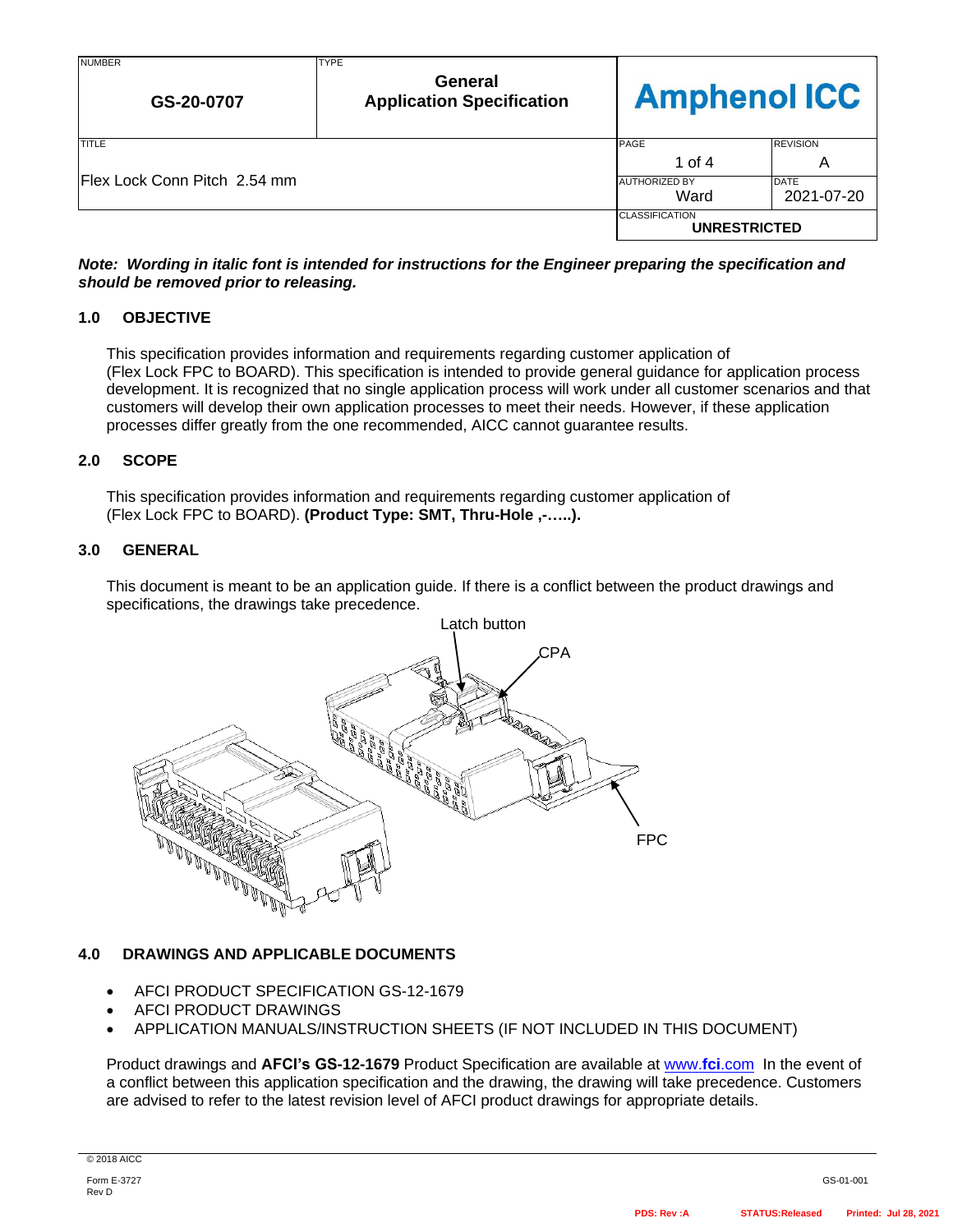| NUMBER | TYPE | |
|---|---|---|
| **GS-20-0707** | **General Application Specification** | **Amphenol ICC** |

| TITLE | PAGE | REVISION |
|---|---|---|
| Flex Lock Conn Pitch 2.54 mm | 1 of 4 | A |
| | AUTHORIZED BY: Ward | DATE: 2021-07-20 |
| | CLASSIFICATION: **UNRESTRICTED** | |

***Note: Wording in italic font is intended for instructions for the Engineer preparing the specification and should be removed prior to releasing.***

## 1.0 OBJECTIVE

This specification provides information and requirements regarding customer application of (Flex Lock FPC to BOARD). This specification is intended to provide general guidance for application process development. It is recognized that no single application process will work under all customer scenarios and that customers will develop their own application processes to meet their needs. However, if these application processes differ greatly from the one recommended, AICC cannot guarantee results.

## 2.0 SCOPE

This specification provides information and requirements regarding customer application of (Flex Lock FPC to BOARD). **(Product Type: SMT, Thru-Hole ,-…..).**

## 3.0 GENERAL

This document is meant to be an application guide. If there is a conflict between the product drawings and specifications, the drawings take precedence.

Latch button

CPA

FPC

## 4.0 DRAWINGS AND APPLICABLE DOCUMENTS

- AFCI PRODUCT SPECIFICATION GS-12-1679
- AFCI PRODUCT DRAWINGS
- APPLICATION MANUALS/INSTRUCTION SHEETS (IF NOT INCLUDED IN THIS DOCUMENT)

Product drawings and **AFCI's GS-12-1679** Product Specification are available at www.**fci**.com In the event of a conflict between this application specification and the drawing, the drawing will take precedence. Customers are advised to refer to the latest revision level of AFCI product drawings for appropriate details.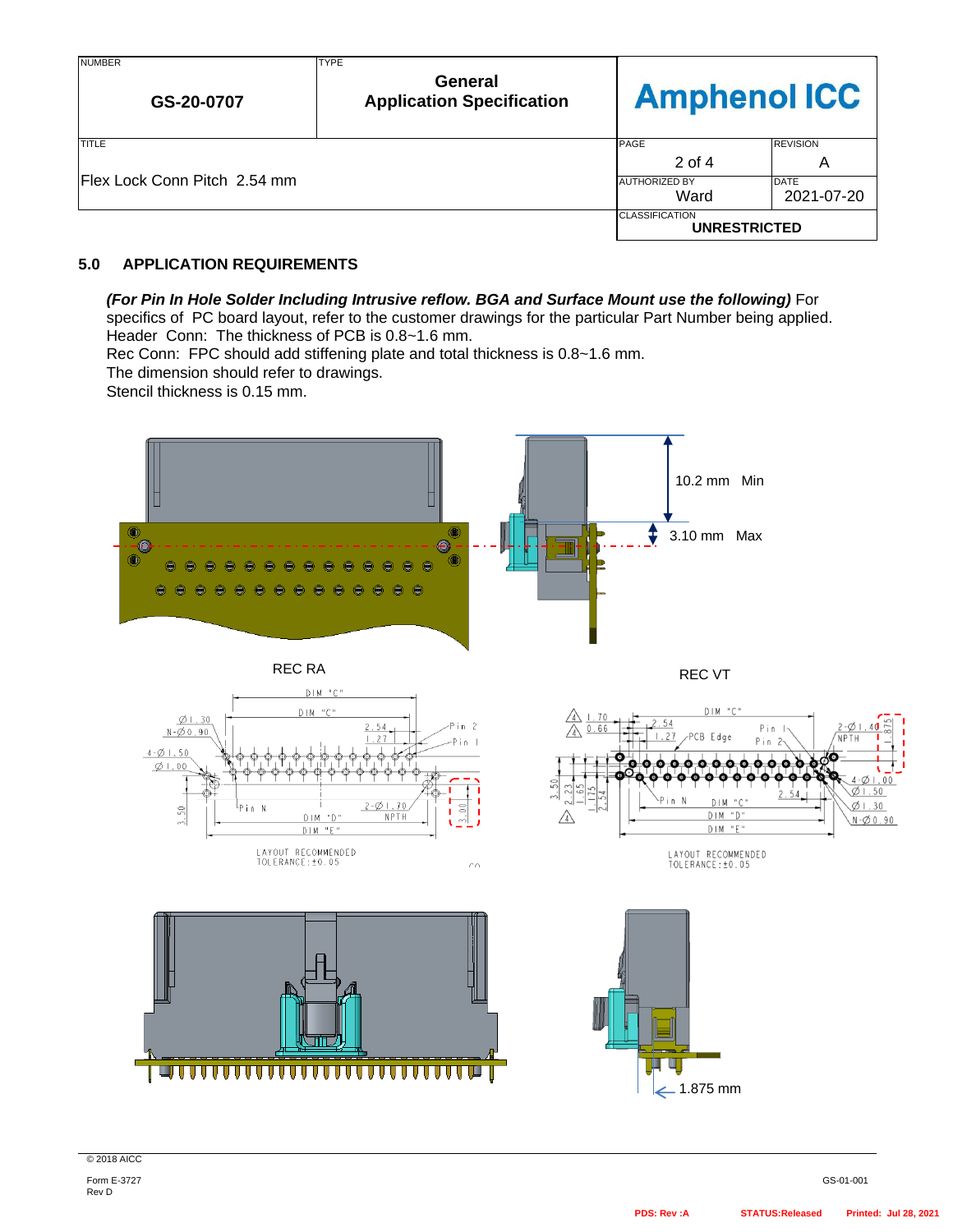## 5.0 APPLICATION REQUIREMENTS

***(For Pin In Hole Solder Including Intrusive reflow. BGA and Surface Mount use the following)*** For specifics of PC board layout, refer to the customer drawings for the particular Part Number being applied.
Header Conn: The thickness of PCB is 0.8~1.6 mm.
Rec Conn: FPC should add stiffening plate and total thickness is 0.8~1.6 mm.
The dimension should refer to drawings.
Stencil thickness is 0.15 mm.

10.2 mm Min

3.10 mm Max

REC RA

REC VT

LAYOUT RECOMMENDED
TOLERANCE: ±0.05

LAYOUT RECOMMENDED
TOLERANCE: ±0.05

1.875 mm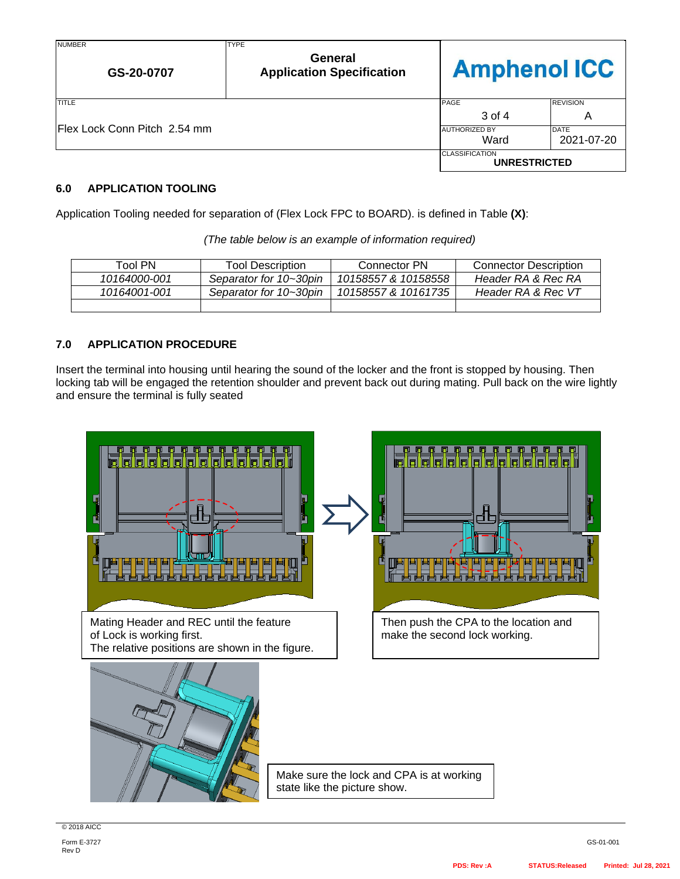## 6.0 APPLICATION TOOLING

Application Tooling needed for separation of (Flex Lock FPC to BOARD). is defined in Table **(X)**:

*(The table below is an example of information required)*

| Tool PN | Tool Description | Connector PN | Connector Description |
|---|---|---|---|
| *10164000-001* | *Separator for 10~30pin* | *10158557 & 10158558* | *Header RA & Rec RA* |
| *10164001-001* | *Separator for 10~30pin* | *10158557 & 10161735* | *Header RA & Rec VT* |
| | | | |

## 7.0 APPLICATION PROCEDURE

Insert the terminal into housing until hearing the sound of the locker and the front is stopped by housing. Then locking tab will be engaged the retention shoulder and prevent back out during mating. Pull back on the wire lightly and ensure the terminal is fully seated

Mating Header and REC until the feature of Lock is working first.
The relative positions are shown in the figure.

Then push the CPA to the location and make the second lock working.

Make sure the lock and CPA is at working state like the picture show.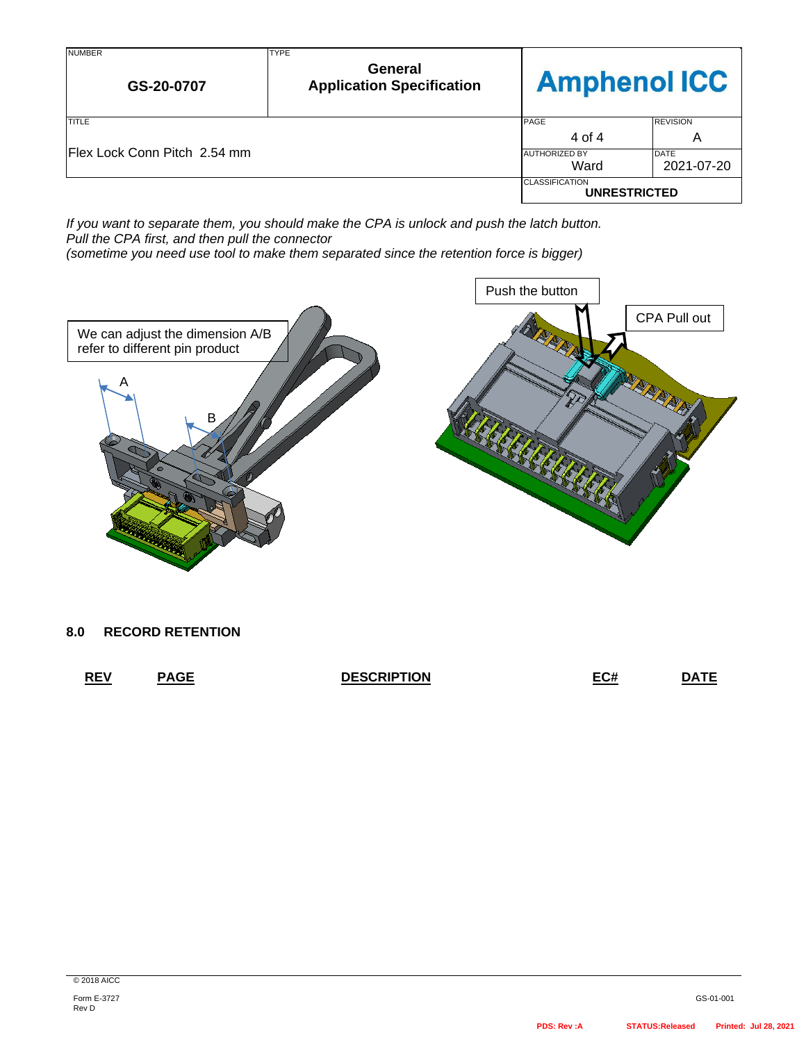*If you want to separate them, you should make the CPA is unlock and push the latch button.*
*Pull the CPA first, and then pull the connector*
*(sometime you need use tool to make them separated since the retention force is bigger)*

We can adjust the dimension A/B refer to different pin product

A

B

Push the button

CPA Pull out

## 8.0 RECORD RETENTION

| **REV** | **PAGE** | **DESCRIPTION** | **EC#** | **DATE** |
|---|---|---|---|---|